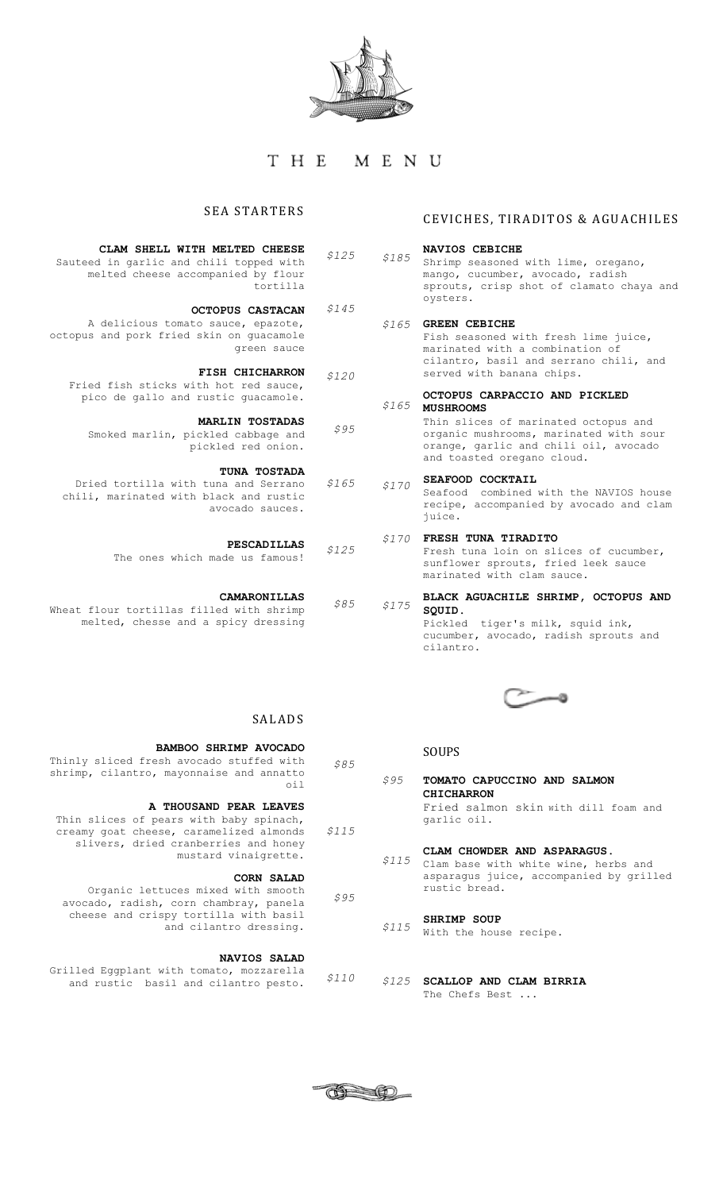# THE MENU

## SEA STARTERS

**CLAM SHELL WITH MELTED CHEESE** — $125
Sauteed in garlic and chili topped with melted cheese accompanied by flour tortilla

**OCTOPUS CASTACAN** — $145
A delicious tomato sauce, epazote, octopus and pork fried skin on guacamole green sauce

**FISH CHICHARRON** — $120
Fried fish sticks with hot red sauce, pico de gallo and rustic guacamole.

**MARLIN TOSTADAS** — $95
Smoked marlin, pickled cabbage and pickled red onion.

**TUNA TOSTADA** — $165
Dried tortilla with tuna and Serrano chili, marinated with black and rustic avocado sauces.

**PESCADILLAS** — $125
The ones which made us famous!

**CAMARONILLAS** — $85
Wheat flour tortillas filled with shrimp melted, chesse and a spicy dressing

## CEVICHES, TIRADITOS & AGUACHILES

**NAVIOS CEBICHE** — $185
Shrimp seasoned with lime, oregano, mango, cucumber, avocado, radish sprouts, crisp shot of clamato chaya and oysters.

**GREEN CEBICHE** — $165
Fish seasoned with fresh lime juice, marinated with a combination of cilantro, basil and serrano chili, and served with banana chips.

**OCTOPUS CARPACCIO AND PICKLED MUSHROOMS** — $165
Thin slices of marinated octopus and organic mushrooms, marinated with sour orange, garlic and chili oil, avocado and toasted oregano cloud.

**SEAFOOD COCKTAIL** — $170
Seafood combined with the NAVIOS house recipe, accompanied by avocado and clam juice.

**FRESH TUNA TIRADITO** — $170
Fresh tuna loin on slices of cucumber, sunflower sprouts, fried leek sauce marinated with clam sauce.

**BLACK AGUACHILE SHRIMP, OCTOPUS AND SQUID.** — $175
Pickled tiger's milk, squid ink, cucumber, avocado, radish sprouts and cilantro.

## SALADS

**BAMBOO SHRIMP AVOCADO** — $85
Thinly sliced fresh avocado stuffed with shrimp, cilantro, mayonnaise and annatto oil

**A THOUSAND PEAR LEAVES** — $115
Thin slices of pears with baby spinach, creamy goat cheese, caramelized almonds slivers, dried cranberries and honey mustard vinaigrette.

**CORN SALAD** — $95
Organic lettuces mixed with smooth avocado, radish, corn chambray, panela cheese and crispy tortilla with basil and cilantro dressing.

**NAVIOS SALAD** — $110
Grilled Eggplant with tomato, mozzarella and rustic basil and cilantro pesto.

## SOUPS

**TOMATO CAPUCCINO AND SALMON CHICHARRON** — $95
Fried salmon skin with dill foam and garlic oil.

**CLAM CHOWDER AND ASPARAGUS.** — $115
Clam base with white wine, herbs and asparagus juice, accompanied by grilled rustic bread.

**SHRIMP SOUP** — $115
With the house recipe.

**SCALLOP AND CLAM BIRRIA** — $125
The Chefs Best ...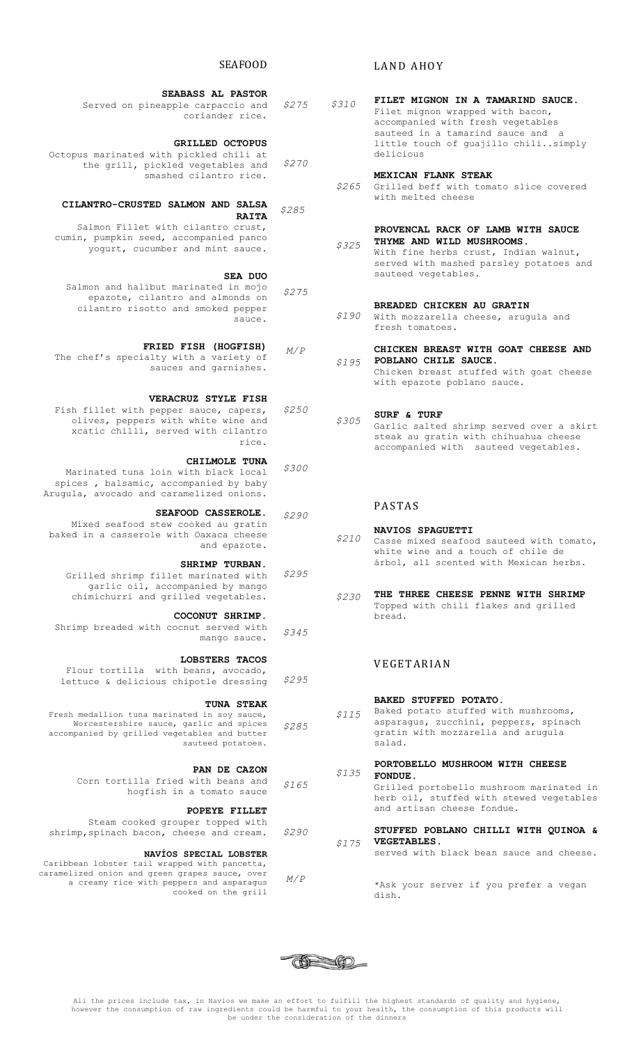## SEAFOOD

**SEABASS AL PASTOR** *$275*
Served on pineapple carpaccio and coriander rice.

**GRILLED OCTOPUS** *$270*
Octopus marinated with pickled chili at the grill, pickled vegetables and smashed cilantro rice.

**CILANTRO-CRUSTED SALMON AND SALSA RAITA** *$285*
Salmon Fillet with cilantro crust, cumin, pumpkin seed, accompanied panco yogurt, cucumber and mint sauce.

**SEA DUO** *$275*
Salmon and halibut marinated in mojo epazote, cilantro and almonds on cilantro risotto and smoked pepper sauce.

**FRIED FISH (HOGFISH)** *M/P*
The chef's specialty with a variety of sauces and garnishes.

**VERACRUZ STYLE FISH** *$250*
Fish fillet with pepper sauce, capers, olives, peppers with white wine and xcatic chilli, served with cilantro rice.

**CHILMOLE TUNA** *$300*
Marinated tuna loin with black local spices , balsamic, accompanied by baby Arugula, avocado and caramelized onions.

**SEAFOOD CASSEROLE.** *$290*
Mixed seafood stew cooked au gratin baked in a casserole with Oaxaca cheese and epazote.

**SHRIMP TURBAN.** *$295*
Grilled shrimp fillet marinated with garlic oil, accompanied by mango chimichurri and grilled vegetables.

**COCONUT SHRIMP.** *$345*
Shrimp breaded with cocnut served with mango sauce.

**LOBSTERS TACOS** *$295*
Flour tortilla with beans, avocado, lettuce & delicious chipotle dressing

**TUNA STEAK** *$285*
Fresh medallion tuna marinated in soy sauce, Worcestershire sauce, garlic and spices accompanied by grilled vegetables and butter sauteed potatoes.

**PAN DE CAZON** *$165*
Corn tortilla fried with beans and hogfish in a tomato sauce

**POPEYE FILLET** *$290*
Steam cooked grouper topped with shrimp,spinach bacon, cheese and cream.

**NAVÍOS SPECIAL LOBSTER** *M/P*
Caribbean lobster tail wrapped with pancetta, caramelized onion and green grapes sauce, over a creamy rice with peppers and asparagus cooked on the grill

## LAND AHOY

*$310* **FILET MIGNON IN A TAMARIND SAUCE.**
Filet mignon wrapped with bacon, accompanied with fresh vegetables sauteed in a tamarind sauce and a little touch of guajillo chili..simply delicious

*$265* **MEXICAN FLANK STEAK**
Grilled beff with tomato slice covered with melted cheese

*$325* **PROVENCAL RACK OF LAMB WITH SAUCE THYME AND WILD MUSHROOMS.**
With fine herbs crust, Indian walnut, served with mashed parsley potatoes and sauteed vegetables.

*$190* **BREADED CHICKEN AU GRATIN**
With mozzarella cheese, arugula and fresh tomatoes.

*$195* **CHICKEN BREAST WITH GOAT CHEESE AND POBLANO CHILE SAUCE.**
Chicken breast stuffed with goat cheese with epazote poblano sauce.

*$305* **SURF & TURF**
Garlic salted shrimp served over a skirt steak au gratin with chihuahua cheese accompanied with sauteed vegetables.

## PASTAS

*$210* **NAVIOS SPAGUETTI**
Casse mixed seafood sauteed with tomato, white wine and a touch of chile de árbol, all scented with Mexican herbs.

*$230* **THE THREE CHEESE PENNE WITH SHRIMP**
Topped with chili flakes and grilled bread.

## VEGETARIAN

*$115* **BAKED STUFFED POTATO.**
Baked potato stuffed with mushrooms, asparagus, zucchini, peppers, spinach gratin with mozzarella and arugula salad.

*$135* **PORTOBELLO MUSHROOM WITH CHEESE FONDUE.**
Grilled portobello mushroom marinated in herb oil, stuffed with stewed vegetables and artisan cheese fondue.

*$175* **STUFFED POBLANO CHILLI WITH QUINOA & VEGETABLES.**
served with black bean sauce and cheese.

*Ask your server if you prefer a vegan dish.

All the prices include tax, in Navios we make an effort to fulfill the highest standards of quality and hygiene, however the consumption of raw ingredients could be harmful to your health, the consumption of this products will be under the consideration of the dinners